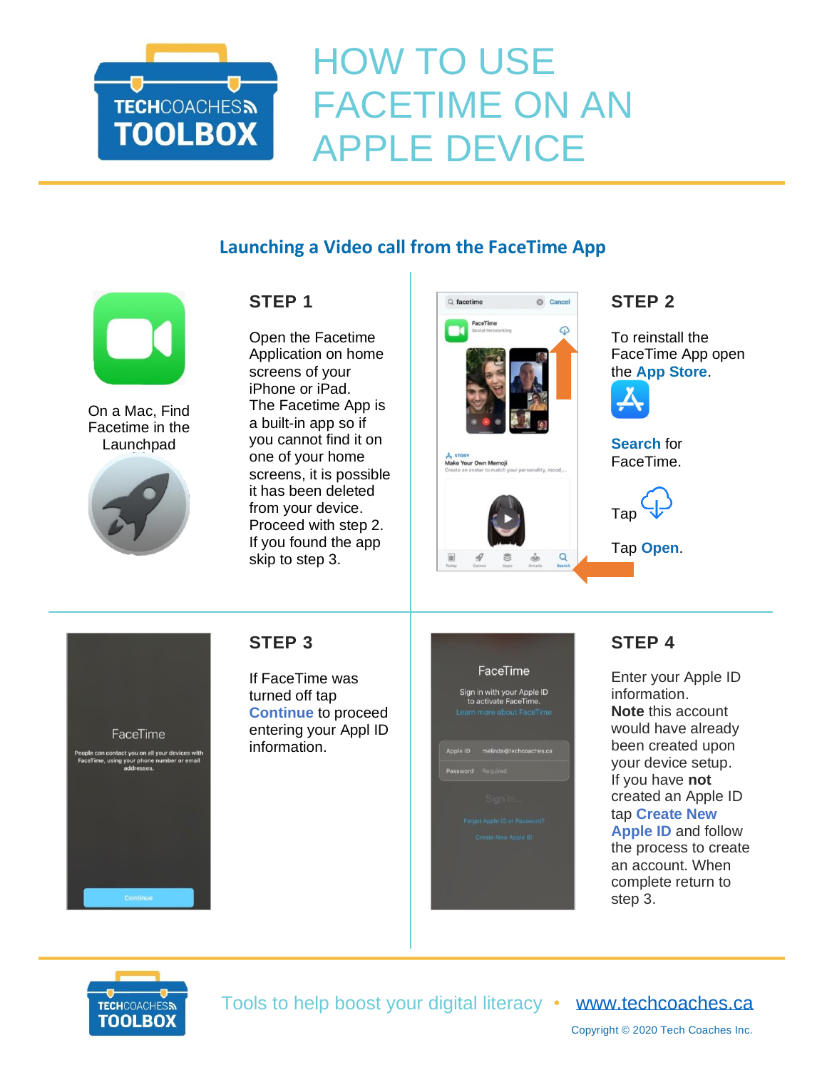# HOW TO USE FACETIME ON AN APPLE DEVICE

## Launching a Video call from the FaceTime App

On a Mac, Find Facetime in the Launchpad

### STEP 1

Open the Facetime Application on home screens of your iPhone or iPad.
The Facetime App is a built-in app so if you cannot find it on one of your home screens, it is possible it has been deleted from your device.
Proceed with step 2.
If you found the app skip to step 3.

### STEP 2

To reinstall the FaceTime App open the **App Store**.

**Search** for FaceTime.

Tap

Tap **Open**.

### STEP 3

If FaceTime was turned off tap **Continue** to proceed entering your Appl ID information.

### STEP 4

Enter your Apple ID information.
**Note** this account would have already been created upon your device setup.
If you have **not** created an Apple ID tap **Create New Apple ID** and follow the process to create an account. When complete return to step 3.

Tools to help boost your digital literacy • www.techcoaches.ca

Copyright © 2020 Tech Coaches Inc.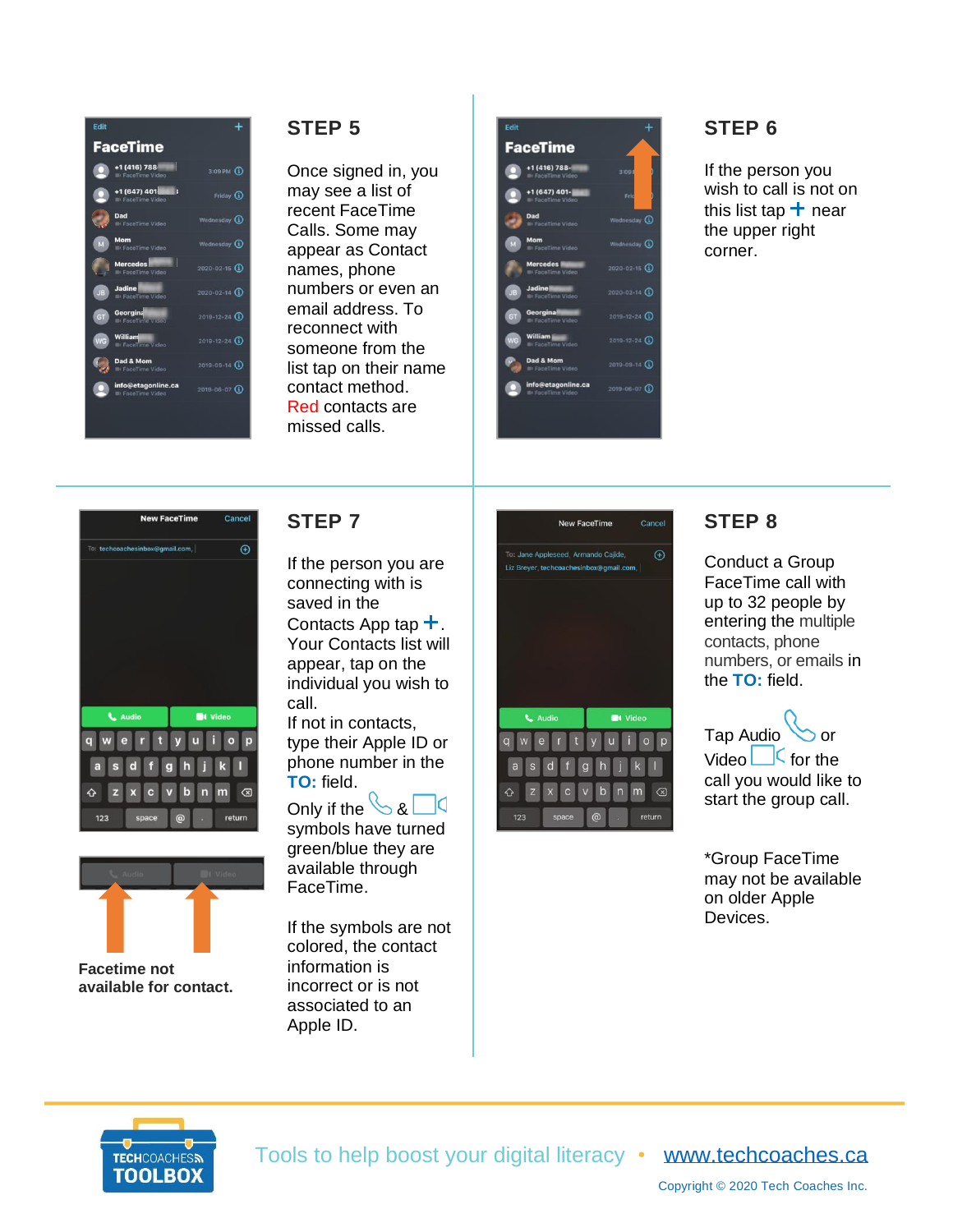## STEP 5

Once signed in, you may see a list of recent FaceTime Calls. Some may appear as Contact names, phone numbers or even an email address. To reconnect with someone from the list tap on their name contact method. Red contacts are missed calls.

## STEP 6

If the person you wish to call is not on this list tap + near the upper right corner.

## STEP 7

If the person you are connecting with is saved in the Contacts App tap +. Your Contacts list will appear, tap on the individual you wish to call.

If not in contacts, type their Apple ID or phone number in the **TO:** field.

Only if the audio & video symbols have turned green/blue they are available through FaceTime.

If the symbols are not colored, the contact information is incorrect or is not associated to an Apple ID.

**Facetime not available for contact.**

## STEP 8

Conduct a Group FaceTime call with up to 32 people by entering the multiple contacts, phone numbers, or emails in the **TO:** field.

Tap Audio or Video for the call you would like to start the group call.

*Group FaceTime may not be available on older Apple Devices.

TECHCOACHES TOOLBOX

Tools to help boost your digital literacy • www.techcoaches.ca

Copyright © 2020 Tech Coaches Inc.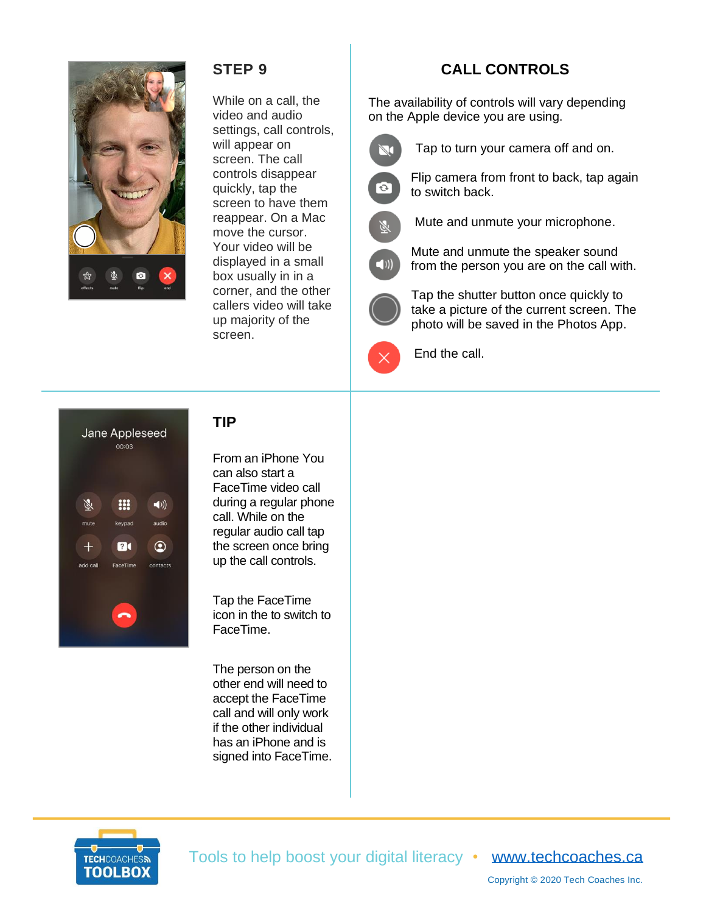## STEP 9

While on a call, the video and audio settings, call controls, will appear on screen. The call controls disappear quickly, tap the screen to have them reappear. On a Mac move the cursor. Your video will be displayed in a small box usually in in a corner, and the other callers video will take up majority of the screen.

## CALL CONTROLS

The availability of controls will vary depending on the Apple device you are using.

- Tap to turn your camera off and on.
- Flip camera from front to back, tap again to switch back.
- Mute and unmute your microphone.
- Mute and unmute the speaker sound from the person you are on the call with.
- Tap the shutter button once quickly to take a picture of the current screen. The photo will be saved in the Photos App.
- End the call.

## TIP

From an iPhone You can also start a FaceTime video call during a regular phone call. While on the regular audio call tap the screen once bring up the call controls.

Tap the FaceTime icon in the to switch to FaceTime.

The person on the other end will need to accept the FaceTime call and will only work if the other individual has an iPhone and is signed into FaceTime.

Tools to help boost your digital literacy • www.techcoaches.ca

Copyright © 2020 Tech Coaches Inc.